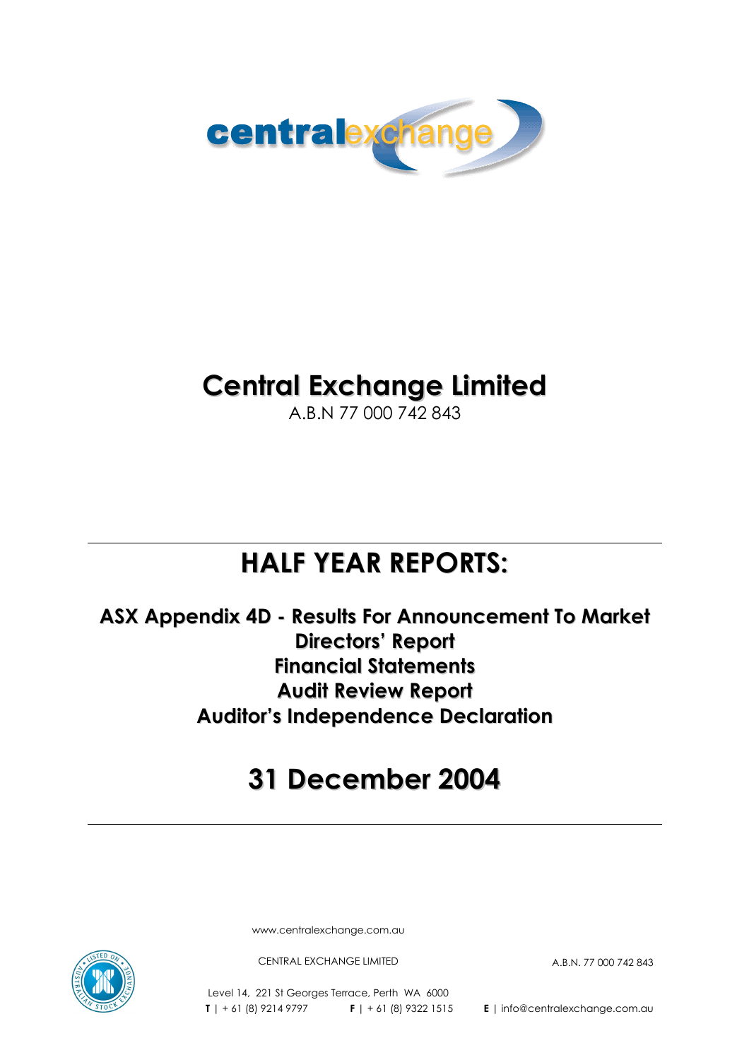centralexchange

# Central Exchange Limited

A.B.N 77 000 742 843

## HALF YEAR REPORTS:

### ASX Appendix 4D - Results For Announcement To Market
### Directors' Report
### Financial Statements
### Audit Review Report
### Auditor's Independence Declaration

## 31 December 2004

www.centralexchange.com.au

CENTRAL EXCHANGE LIMITED A.B.N. 77 000 742 843

Level 14, 221 St Georges Terrace, Perth WA 6000

**T** | + 61 (8) 9214 9797 **F** | + 61 (8) 9322 1515 **E** | info@centralexchange.com.au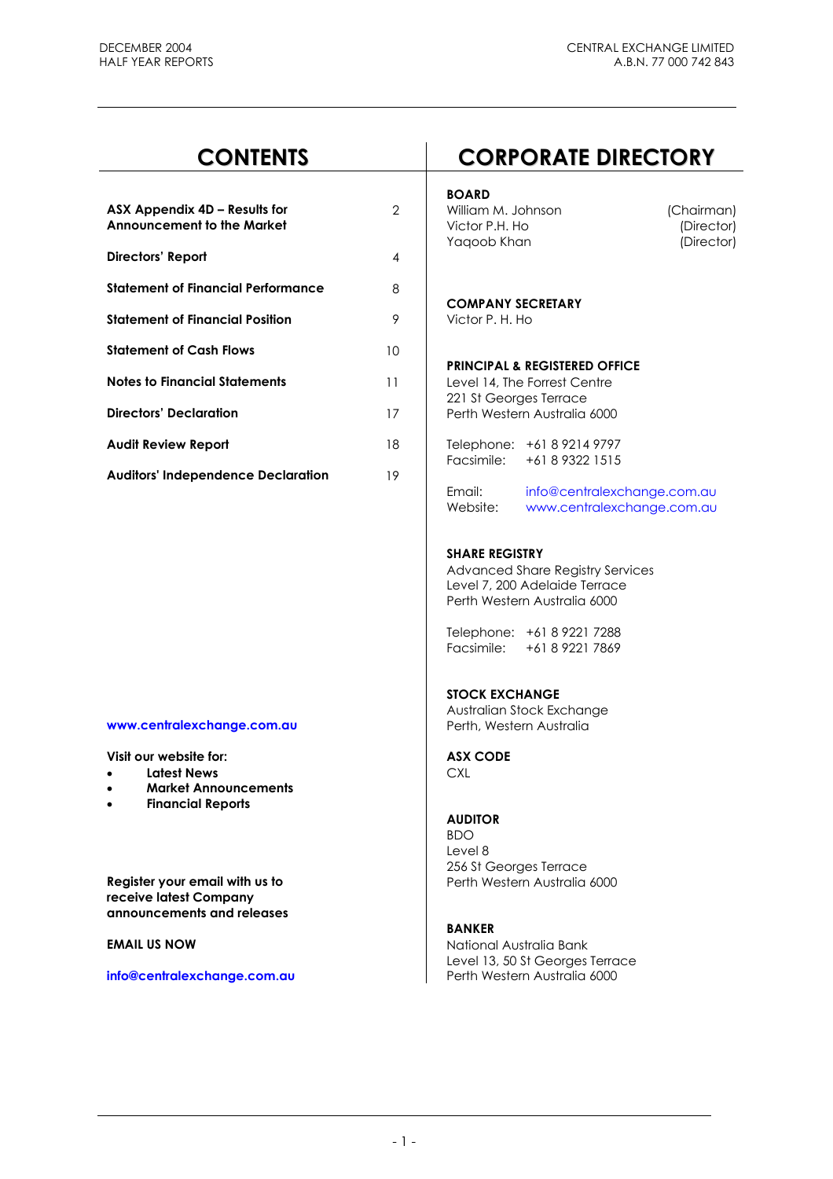# CONTENTS

| | |
|---|---|
| **ASX Appendix 4D – Results for Announcement to the Market** | 2 |
| **Directors' Report** | 4 |
| **Statement of Financial Performance** | 8 |
| **Statement of Financial Position** | 9 |
| **Statement of Cash Flows** | 10 |
| **Notes to Financial Statements** | 11 |
| **Directors' Declaration** | 17 |
| **Audit Review Report** | 18 |
| **Auditors' Independence Declaration** | 19 |

**www.centralexchange.com.au**

**Visit our website for:**

- **Latest News**
- **Market Announcements**
- **Financial Reports**

**Register your email with us to receive latest Company announcements and releases**

**EMAIL US NOW**

**info@centralexchange.com.au**

# CORPORATE DIRECTORY

**BOARD**

| | |
|---|---|
| William M. Johnson | (Chairman) |
| Victor P.H. Ho | (Director) |
| Yaqoob Khan | (Director) |

**COMPANY SECRETARY**

Victor P. H. Ho

**PRINCIPAL & REGISTERED OFFICE**

Level 14, The Forrest Centre
221 St Georges Terrace
Perth Western Australia 6000

Telephone: +61 8 9214 9797
Facsimile: +61 8 9322 1515

Email: info@centralexchange.com.au
Website: www.centralexchange.com.au

**SHARE REGISTRY**

Advanced Share Registry Services
Level 7, 200 Adelaide Terrace
Perth Western Australia 6000

Telephone: +61 8 9221 7288
Facsimile: +61 8 9221 7869

**STOCK EXCHANGE**

Australian Stock Exchange
Perth, Western Australia

**ASX CODE**

CXL

**AUDITOR**

BDO
Level 8
256 St Georges Terrace
Perth Western Australia 6000

**BANKER**

National Australia Bank
Level 13, 50 St Georges Terrace
Perth Western Australia 6000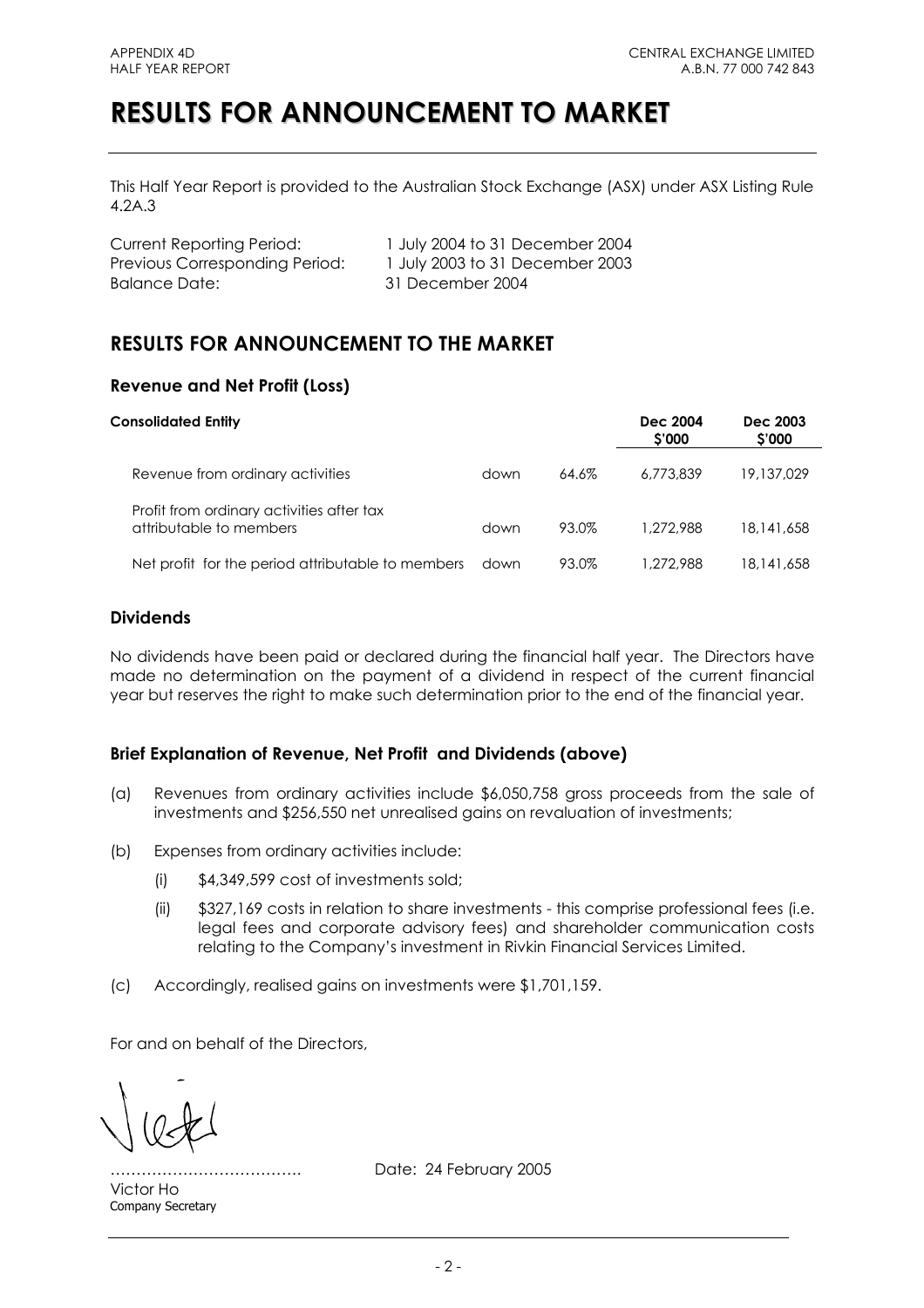APPENDIX 4D
HALF YEAR REPORT

CENTRAL EXCHANGE LIMITED
A.B.N. 77 000 742 843

# RESULTS FOR ANNOUNCEMENT TO MARKET

This Half Year Report is provided to the Australian Stock Exchange (ASX) under ASX Listing Rule 4.2A.3

Current Reporting Period: 1 July 2004 to 31 December 2004
Previous Corresponding Period: 1 July 2003 to 31 December 2003
Balance Date: 31 December 2004

## RESULTS FOR ANNOUNCEMENT TO THE MARKET

### Revenue and Net Profit (Loss)

| Consolidated Entity | | | Dec 2004 $'000 | Dec 2003 $'000 |
|---|---|---|---|---|
| Revenue from ordinary activities | down | 64.6% | 6,773,839 | 19,137,029 |
| Profit from ordinary activities after tax attributable to members | down | 93.0% | 1,272,988 | 18,141,658 |
| Net profit for the period attributable to members | down | 93.0% | 1,272,988 | 18,141,658 |

### Dividends

No dividends have been paid or declared during the financial half year. The Directors have made no determination on the payment of a dividend in respect of the current financial year but reserves the right to make such determination prior to the end of the financial year.

### Brief Explanation of Revenue, Net Profit and Dividends (above)

(a) Revenues from ordinary activities include $6,050,758 gross proceeds from the sale of investments and $256,550 net unrealised gains on revaluation of investments;

(b) Expenses from ordinary activities include:

  (i) $4,349,599 cost of investments sold;

  (ii) $327,169 costs in relation to share investments - this comprise professional fees (i.e. legal fees and corporate advisory fees) and shareholder communication costs relating to the Company's investment in Rivkin Financial Services Limited.

(c) Accordingly, realised gains on investments were $1,701,159.

For and on behalf of the Directors,

……………………………… Date: 24 February 2005

Victor Ho
Company Secretary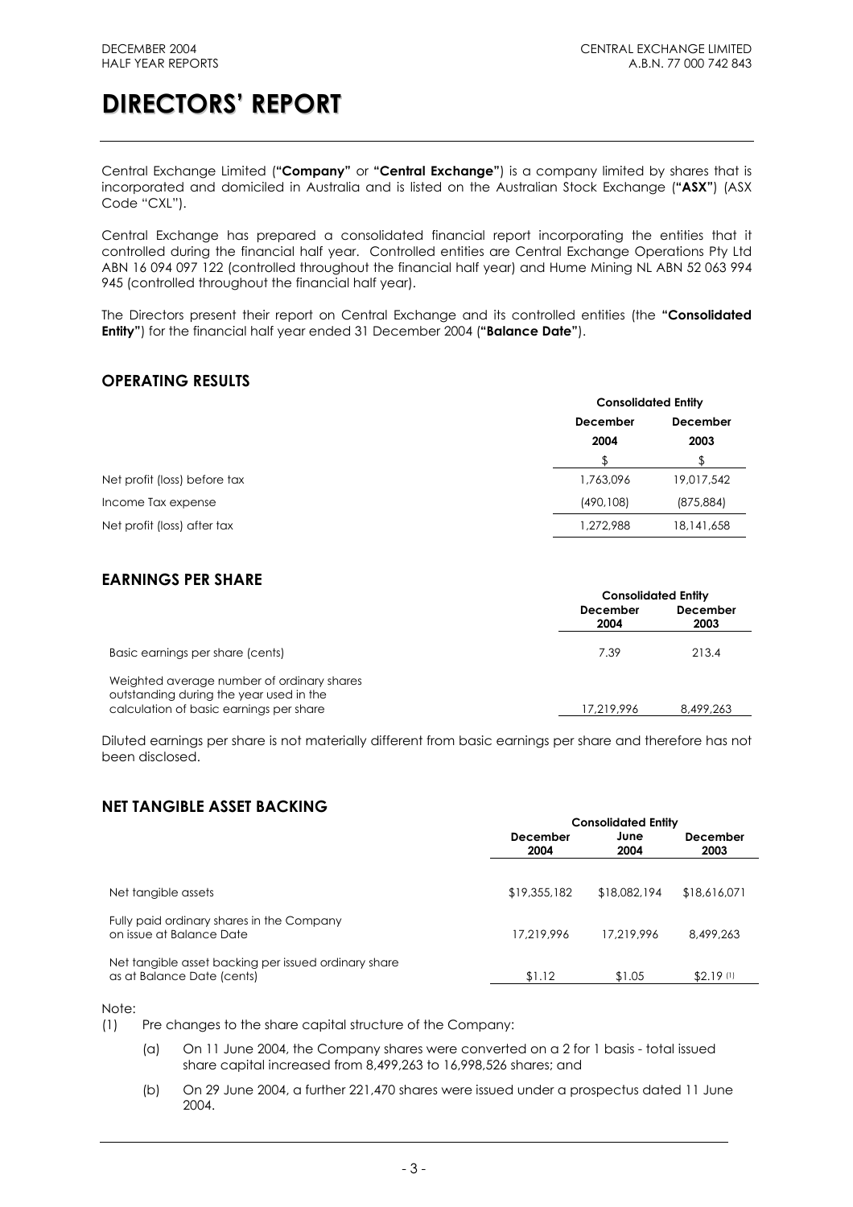# DIRECTORS' REPORT

Central Exchange Limited (**"Company"** or **"Central Exchange"**) is a company limited by shares that is incorporated and domiciled in Australia and is listed on the Australian Stock Exchange (**"ASX"**) (ASX Code "CXL").

Central Exchange has prepared a consolidated financial report incorporating the entities that it controlled during the financial half year. Controlled entities are Central Exchange Operations Pty Ltd ABN 16 094 097 122 (controlled throughout the financial half year) and Hume Mining NL ABN 52 063 994 945 (controlled throughout the financial half year).

The Directors present their report on Central Exchange and its controlled entities (the **"Consolidated Entity"**) for the financial half year ended 31 December 2004 (**"Balance Date"**).

## OPERATING RESULTS

| | Consolidated Entity | |
|---|---|---|
| | December 2004 | December 2003 |
| | $ | $ |
| Net profit (loss) before tax | 1,763,096 | 19,017,542 |
| Income Tax expense | (490,108) | (875,884) |
| Net profit (loss) after tax | 1,272,988 | 18,141,658 |

## EARNINGS PER SHARE

| | Consolidated Entity | |
|---|---|---|
| | December 2004 | December 2003 |
| Basic earnings per share (cents) | 7.39 | 213.4 |
| Weighted average number of ordinary shares outstanding during the year used in the calculation of basic earnings per share | 17,219,996 | 8,499,263 |

Diluted earnings per share is not materially different from basic earnings per share and therefore has not been disclosed.

## NET TANGIBLE ASSET BACKING

| | Consolidated Entity | | |
|---|---|---|---|
| | December 2004 | June 2004 | December 2003 |
| Net tangible assets | $19,355,182 | $18,082,194 | $18,616,071 |
| Fully paid ordinary shares in the Company on issue at Balance Date | 17,219,996 | 17,219,996 | 8,499,263 |
| Net tangible asset backing per issued ordinary share as at Balance Date (cents) | $1.12 | $1.05 | $2.19 (1) |

Note:

(1) Pre changes to the share capital structure of the Company:

(a) On 11 June 2004, the Company shares were converted on a 2 for 1 basis - total issued share capital increased from 8,499,263 to 16,998,526 shares; and

(b) On 29 June 2004, a further 221,470 shares were issued under a prospectus dated 11 June 2004.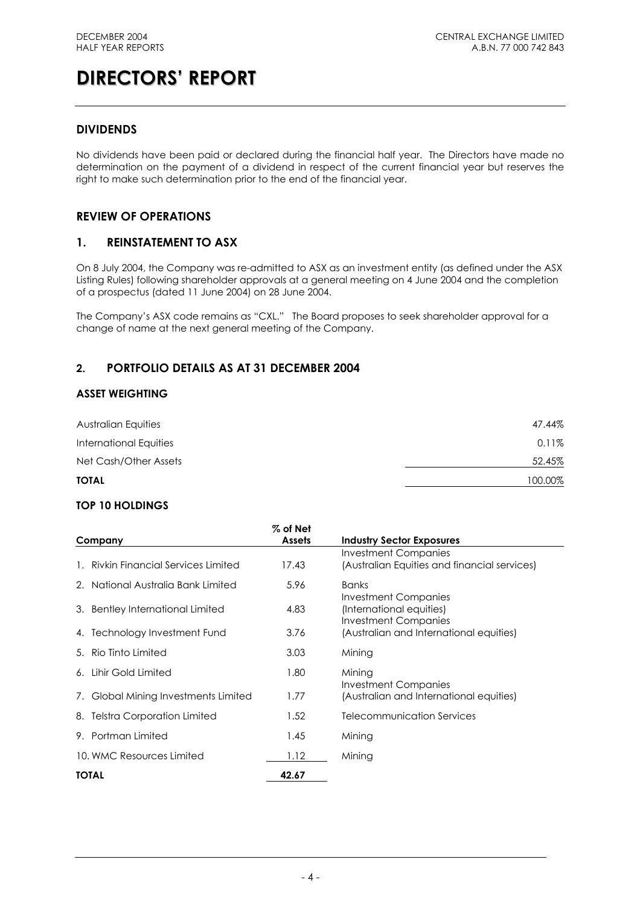# DIRECTORS' REPORT

## DIVIDENDS

No dividends have been paid or declared during the financial half year. The Directors have made no determination on the payment of a dividend in respect of the current financial year but reserves the right to make such determination prior to the end of the financial year.

## REVIEW OF OPERATIONS

## 1. REINSTATEMENT TO ASX

On 8 July 2004, the Company was re-admitted to ASX as an investment entity (as defined under the ASX Listing Rules) following shareholder approvals at a general meeting on 4 June 2004 and the completion of a prospectus (dated 11 June 2004) on 28 June 2004.

The Company's ASX code remains as "CXL." The Board proposes to seek shareholder approval for a change of name at the next general meeting of the Company.

## 2. PORTFOLIO DETAILS AS AT 31 DECEMBER 2004

### ASSET WEIGHTING

| | |
|---|---|
| Australian Equities | 47.44% |
| International Equities | 0.11% |
| Net Cash/Other Assets | 52.45% |
| **TOTAL** | 100.00% |

### TOP 10 HOLDINGS

| Company | % of Net Assets | Industry Sector Exposures |
|---|---|---|
| 1. Rivkin Financial Services Limited | 17.43 | Investment Companies (Australian Equities and financial services) |
| 2. National Australia Bank Limited | 5.96 | Banks |
| 3. Bentley International Limited | 4.83 | Investment Companies (International equities) |
| 4. Technology Investment Fund | 3.76 | Investment Companies (Australian and International equities) |
| 5. Rio Tinto Limited | 3.03 | Mining |
| 6. Lihir Gold Limited | 1.80 | Mining |
| 7. Global Mining Investments Limited | 1.77 | Investment Companies (Australian and International equities) |
| 8. Telstra Corporation Limited | 1.52 | Telecommunication Services |
| 9. Portman Limited | 1.45 | Mining |
| 10. WMC Resources Limited | 1.12 | Mining |
| **TOTAL** | **42.67** | |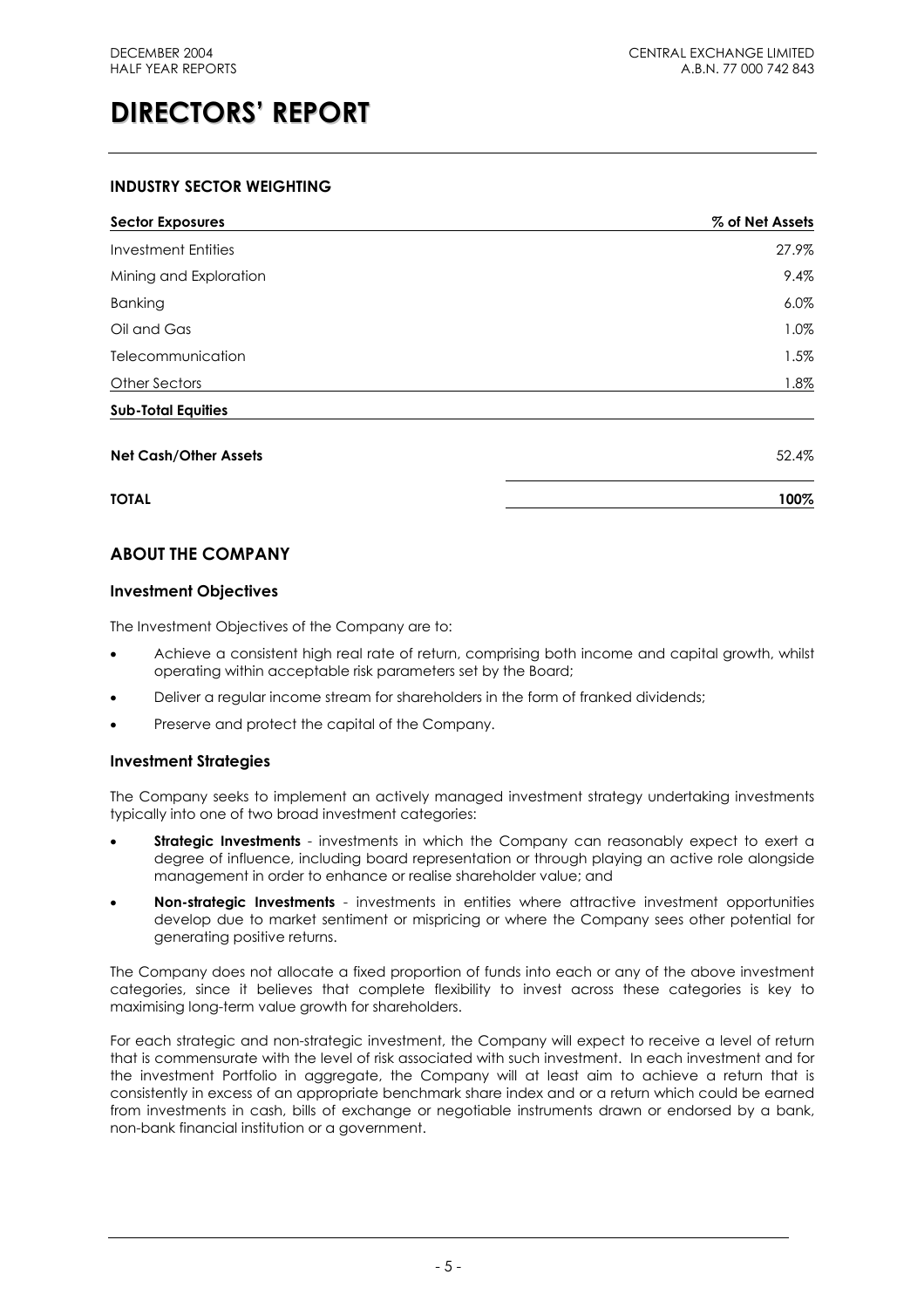# DIRECTORS' REPORT

### INDUSTRY SECTOR WEIGHTING

| Sector Exposures | % of Net Assets |
|---|---|
| Investment Entities | 27.9% |
| Mining and Exploration | 9.4% |
| Banking | 6.0% |
| Oil and Gas | 1.0% |
| Telecommunication | 1.5% |
| Other Sectors | 1.8% |
| **Sub-Total Equities** | |
| **Net Cash/Other Assets** | 52.4% |
| **TOTAL** | **100%** |

## ABOUT THE COMPANY

### Investment Objectives

The Investment Objectives of the Company are to:

- Achieve a consistent high real rate of return, comprising both income and capital growth, whilst operating within acceptable risk parameters set by the Board;
- Deliver a regular income stream for shareholders in the form of franked dividends;
- Preserve and protect the capital of the Company.

### Investment Strategies

The Company seeks to implement an actively managed investment strategy undertaking investments typically into one of two broad investment categories:

- **Strategic Investments** - investments in which the Company can reasonably expect to exert a degree of influence, including board representation or through playing an active role alongside management in order to enhance or realise shareholder value; and
- **Non-strategic Investments** - investments in entities where attractive investment opportunities develop due to market sentiment or mispricing or where the Company sees other potential for generating positive returns.

The Company does not allocate a fixed proportion of funds into each or any of the above investment categories, since it believes that complete flexibility to invest across these categories is key to maximising long-term value growth for shareholders.

For each strategic and non-strategic investment, the Company will expect to receive a level of return that is commensurate with the level of risk associated with such investment. In each investment and for the investment Portfolio in aggregate, the Company will at least aim to achieve a return that is consistently in excess of an appropriate benchmark share index and or a return which could be earned from investments in cash, bills of exchange or negotiable instruments drawn or endorsed by a bank, non-bank financial institution or a government.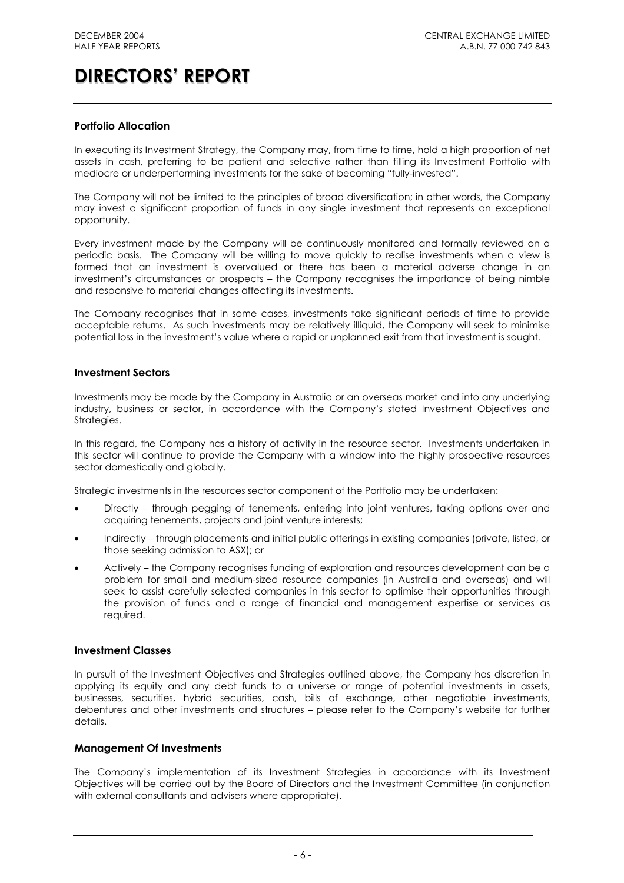# DIRECTORS' REPORT

### Portfolio Allocation

In executing its Investment Strategy, the Company may, from time to time, hold a high proportion of net assets in cash, preferring to be patient and selective rather than filling its Investment Portfolio with mediocre or underperforming investments for the sake of becoming "fully-invested".

The Company will not be limited to the principles of broad diversification; in other words, the Company may invest a significant proportion of funds in any single investment that represents an exceptional opportunity.

Every investment made by the Company will be continuously monitored and formally reviewed on a periodic basis. The Company will be willing to move quickly to realise investments when a view is formed that an investment is overvalued or there has been a material adverse change in an investment's circumstances or prospects – the Company recognises the importance of being nimble and responsive to material changes affecting its investments.

The Company recognises that in some cases, investments take significant periods of time to provide acceptable returns. As such investments may be relatively illiquid, the Company will seek to minimise potential loss in the investment's value where a rapid or unplanned exit from that investment is sought.

### Investment Sectors

Investments may be made by the Company in Australia or an overseas market and into any underlying industry, business or sector, in accordance with the Company's stated Investment Objectives and Strategies.

In this regard, the Company has a history of activity in the resource sector. Investments undertaken in this sector will continue to provide the Company with a window into the highly prospective resources sector domestically and globally.

Strategic investments in the resources sector component of the Portfolio may be undertaken:

- Directly – through pegging of tenements, entering into joint ventures, taking options over and acquiring tenements, projects and joint venture interests;
- Indirectly – through placements and initial public offerings in existing companies (private, listed, or those seeking admission to ASX); or
- Actively – the Company recognises funding of exploration and resources development can be a problem for small and medium-sized resource companies (in Australia and overseas) and will seek to assist carefully selected companies in this sector to optimise their opportunities through the provision of funds and a range of financial and management expertise or services as required.

### Investment Classes

In pursuit of the Investment Objectives and Strategies outlined above, the Company has discretion in applying its equity and any debt funds to a universe or range of potential investments in assets, businesses, securities, hybrid securities, cash, bills of exchange, other negotiable investments, debentures and other investments and structures – please refer to the Company's website for further details.

### Management Of Investments

The Company's implementation of its Investment Strategies in accordance with its Investment Objectives will be carried out by the Board of Directors and the Investment Committee (in conjunction with external consultants and advisers where appropriate).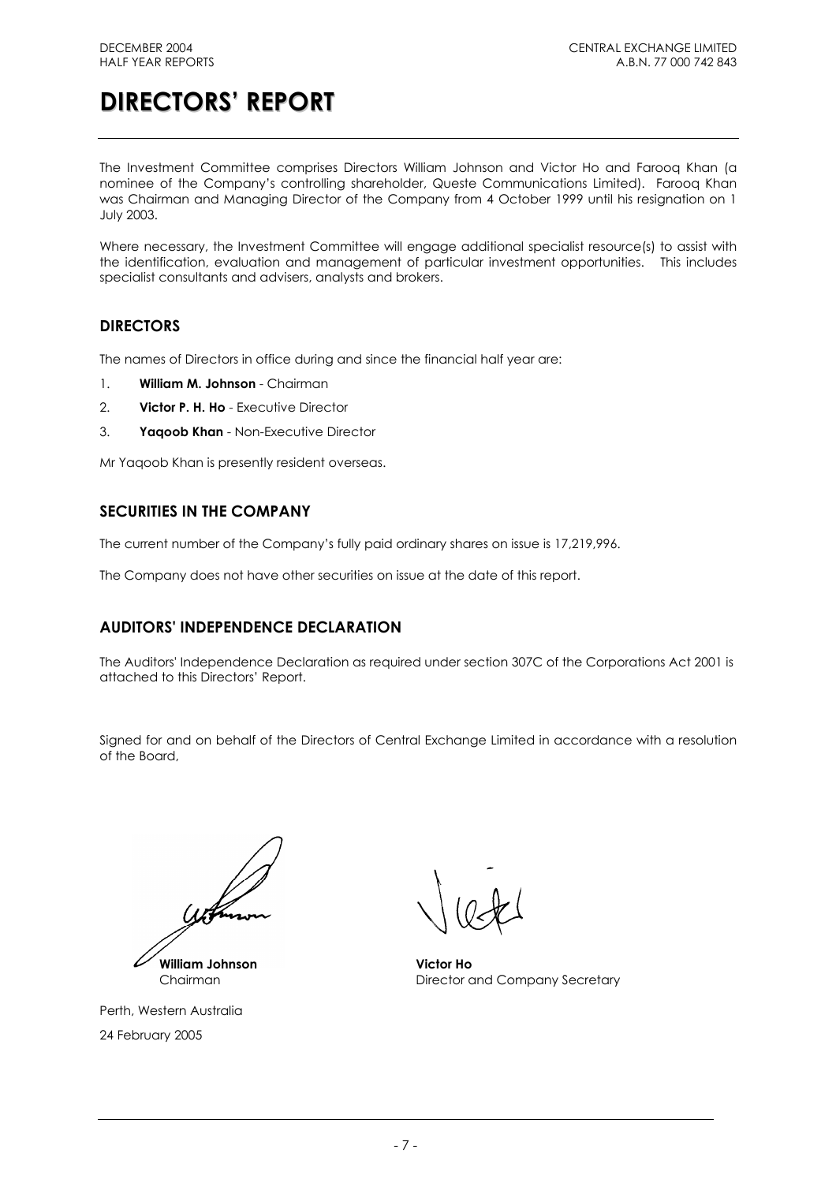# DIRECTORS' REPORT

The Investment Committee comprises Directors William Johnson and Victor Ho and Farooq Khan (a nominee of the Company's controlling shareholder, Queste Communications Limited). Farooq Khan was Chairman and Managing Director of the Company from 4 October 1999 until his resignation on 1 July 2003.

Where necessary, the Investment Committee will engage additional specialist resource(s) to assist with the identification, evaluation and management of particular investment opportunities. This includes specialist consultants and advisers, analysts and brokers.

## DIRECTORS

The names of Directors in office during and since the financial half year are:

1. **William M. Johnson** - Chairman
2. **Victor P. H. Ho** - Executive Director
3. **Yaqoob Khan** - Non-Executive Director

Mr Yaqoob Khan is presently resident overseas.

## SECURITIES IN THE COMPANY

The current number of the Company's fully paid ordinary shares on issue is 17,219,996.

The Company does not have other securities on issue at the date of this report.

## AUDITORS' INDEPENDENCE DECLARATION

The Auditors' Independence Declaration as required under section 307C of the Corporations Act 2001 is attached to this Directors' Report.

Signed for and on behalf of the Directors of Central Exchange Limited in accordance with a resolution of the Board,

**William Johnson**
Chairman

**Victor Ho**
Director and Company Secretary

Perth, Western Australia

24 February 2005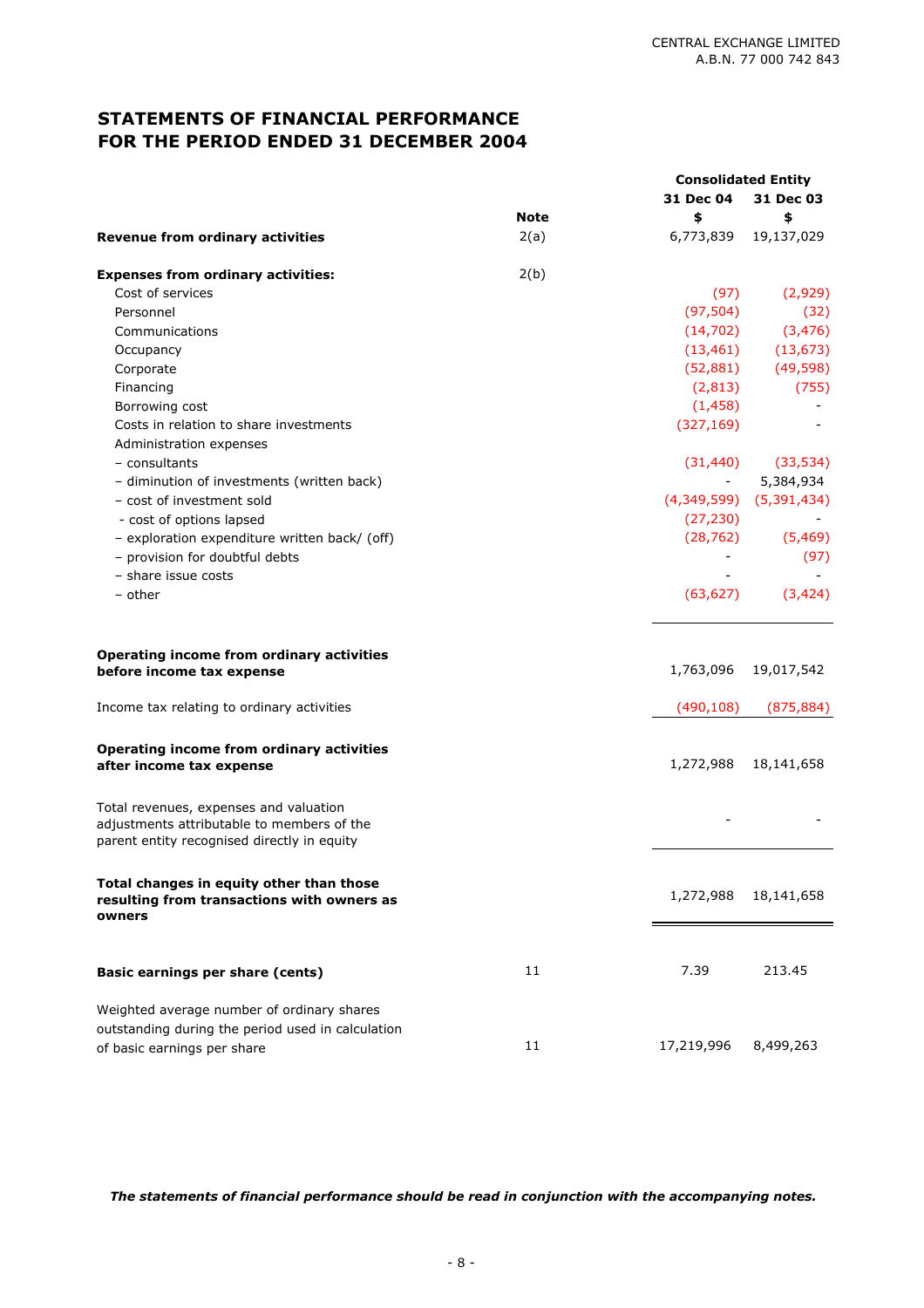CENTRAL EXCHANGE LIMITED
A.B.N. 77 000 742 843

# STATEMENTS OF FINANCIAL PERFORMANCE FOR THE PERIOD ENDED 31 DECEMBER 2004

| | Note | Consolidated Entity 31 Dec 04 $ | 31 Dec 03 $ |
|---|---|---|---|
| **Revenue from ordinary activities** | 2(a) | 6,773,839 | 19,137,029 |
| **Expenses from ordinary activities:** | 2(b) | | |
| Cost of services | | (97) | (2,929) |
| Personnel | | (97,504) | (32) |
| Communications | | (14,702) | (3,476) |
| Occupancy | | (13,461) | (13,673) |
| Corporate | | (52,881) | (49,598) |
| Financing | | (2,813) | (755) |
| Borrowing cost | | (1,458) | - |
| Costs in relation to share investments | | (327,169) | - |
| Administration expenses | | | |
| – consultants | | (31,440) | (33,534) |
| – diminution of investments (written back) | | - | 5,384,934 |
| – cost of investment sold | | (4,349,599) | (5,391,434) |
| - cost of options lapsed | | (27,230) | - |
| – exploration expenditure written back/ (off) | | (28,762) | (5,469) |
| – provision for doubtful debts | | - | (97) |
| – share issue costs | | - | - |
| – other | | (63,627) | (3,424) |
| **Operating income from ordinary activities before income tax expense** | | 1,763,096 | 19,017,542 |
| Income tax relating to ordinary activities | | (490,108) | (875,884) |
| **Operating income from ordinary activities after income tax expense** | | 1,272,988 | 18,141,658 |
| Total revenues, expenses and valuation adjustments attributable to members of the parent entity recognised directly in equity | | - | - |
| **Total changes in equity other than those resulting from transactions with owners as owners** | | 1,272,988 | 18,141,658 |
| **Basic earnings per share (cents)** | 11 | 7.39 | 213.45 |
| Weighted average number of ordinary shares outstanding during the period used in calculation of basic earnings per share | 11 | 17,219,996 | 8,499,263 |

***The statements of financial performance should be read in conjunction with the accompanying notes.***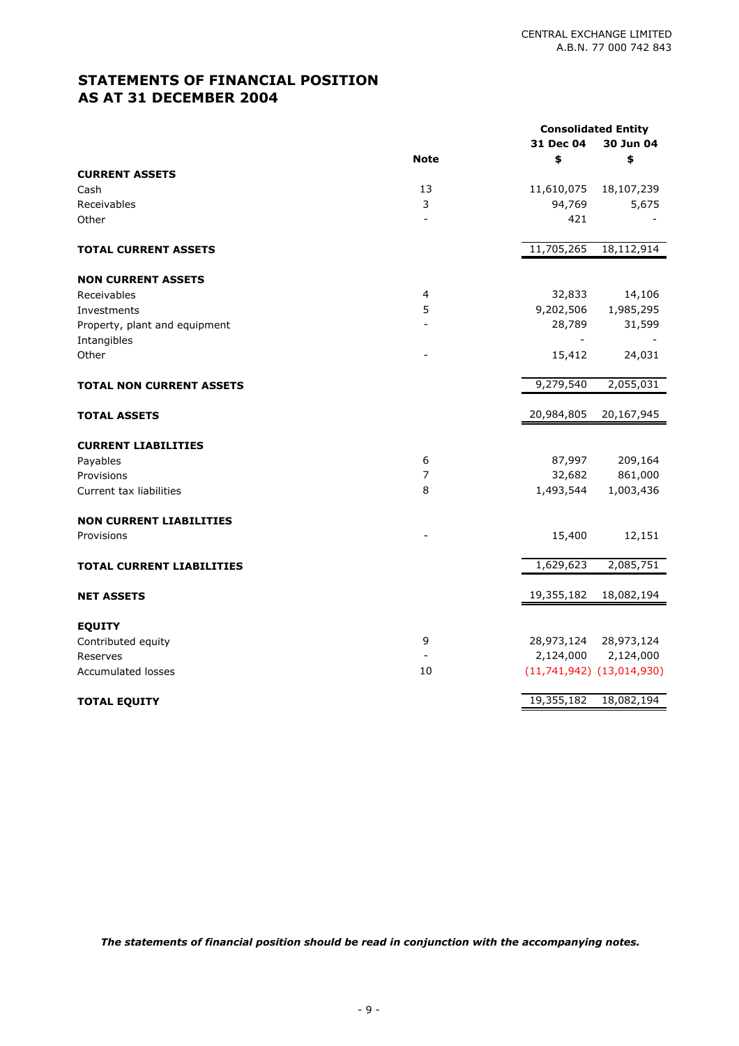CENTRAL EXCHANGE LIMITED
A.B.N. 77 000 742 843

# STATEMENTS OF FINANCIAL POSITION AS AT 31 DECEMBER 2004

| | Note | Consolidated Entity 31 Dec 04 $ | 30 Jun 04 $ |
|---|---|---|---|
| **CURRENT ASSETS** | | | |
| Cash | 13 | 11,610,075 | 18,107,239 |
| Receivables | 3 | 94,769 | 5,675 |
| Other | - | 421 | - |
| **TOTAL CURRENT ASSETS** | | 11,705,265 | 18,112,914 |
| **NON CURRENT ASSETS** | | | |
| Receivables | 4 | 32,833 | 14,106 |
| Investments | 5 | 9,202,506 | 1,985,295 |
| Property, plant and equipment | - | 28,789 | 31,599 |
| Intangibles | | - | - |
| Other | - | 15,412 | 24,031 |
| **TOTAL NON CURRENT ASSETS** | | 9,279,540 | 2,055,031 |
| **TOTAL ASSETS** | | 20,984,805 | 20,167,945 |
| **CURRENT LIABILITIES** | | | |
| Payables | 6 | 87,997 | 209,164 |
| Provisions | 7 | 32,682 | 861,000 |
| Current tax liabilities | 8 | 1,493,544 | 1,003,436 |
| **NON CURRENT LIABILITIES** | | | |
| Provisions | - | 15,400 | 12,151 |
| **TOTAL CURRENT LIABILITIES** | | 1,629,623 | 2,085,751 |
| **NET ASSETS** | | 19,355,182 | 18,082,194 |
| **EQUITY** | | | |
| Contributed equity | 9 | 28,973,124 | 28,973,124 |
| Reserves | - | 2,124,000 | 2,124,000 |
| Accumulated losses | 10 | (11,741,942) | (13,014,930) |
| **TOTAL EQUITY** | | 19,355,182 | 18,082,194 |

***The statements of financial position should be read in conjunction with the accompanying notes.***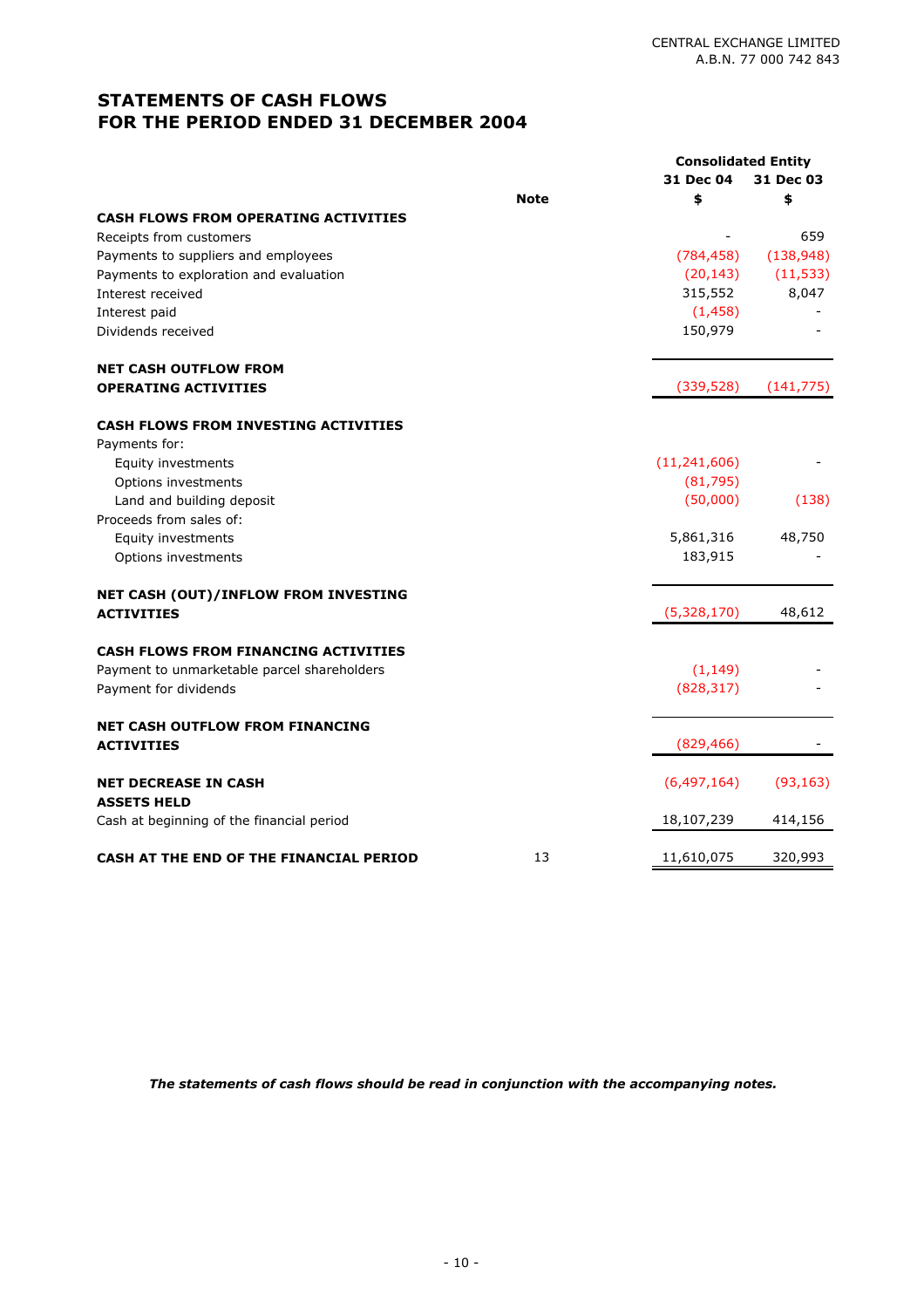CENTRAL EXCHANGE LIMITED
A.B.N. 77 000 742 843

# STATEMENTS OF CASH FLOWS FOR THE PERIOD ENDED 31 DECEMBER 2004

| | Note | Consolidated Entity 31 Dec 04 $ | 31 Dec 03 $ |
|---|---|---|---|
| **CASH FLOWS FROM OPERATING ACTIVITIES** | | | |
| Receipts from customers | | - | 659 |
| Payments to suppliers and employees | | (784,458) | (138,948) |
| Payments to exploration and evaluation | | (20,143) | (11,533) |
| Interest received | | 315,552 | 8,047 |
| Interest paid | | (1,458) | - |
| Dividends received | | 150,979 | - |
| **NET CASH OUTFLOW FROM OPERATING ACTIVITIES** | | (339,528) | (141,775) |
| **CASH FLOWS FROM INVESTING ACTIVITIES** | | | |
| Payments for: | | | |
| Equity investments | | (11,241,606) | - |
| Options investments | | (81,795) | |
| Land and building deposit | | (50,000) | (138) |
| Proceeds from sales of: | | | |
| Equity investments | | 5,861,316 | 48,750 |
| Options investments | | 183,915 | - |
| **NET CASH (OUT)/INFLOW FROM INVESTING ACTIVITIES** | | (5,328,170) | 48,612 |
| **CASH FLOWS FROM FINANCING ACTIVITIES** | | | |
| Payment to unmarketable parcel shareholders | | (1,149) | - |
| Payment for dividends | | (828,317) | - |
| **NET CASH OUTFLOW FROM FINANCING ACTIVITIES** | | (829,466) | - |
| **NET DECREASE IN CASH ASSETS HELD** | | (6,497,164) | (93,163) |
| Cash at beginning of the financial period | | 18,107,239 | 414,156 |
| **CASH AT THE END OF THE FINANCIAL PERIOD** | 13 | 11,610,075 | 320,993 |

***The statements of cash flows should be read in conjunction with the accompanying notes.***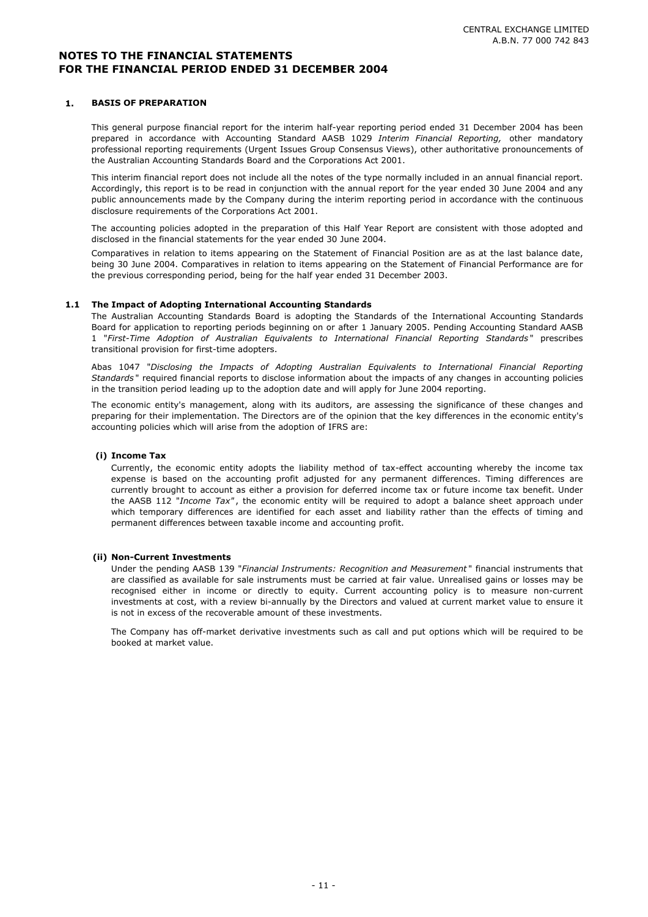# NOTES TO THE FINANCIAL STATEMENTS FOR THE FINANCIAL PERIOD ENDED 31 DECEMBER 2004

## 1. BASIS OF PREPARATION

This general purpose financial report for the interim half-year reporting period ended 31 December 2004 has been prepared in accordance with Accounting Standard AASB 1029 *Interim Financial Reporting,* other mandatory professional reporting requirements (Urgent Issues Group Consensus Views), other authoritative pronouncements of the Australian Accounting Standards Board and the Corporations Act 2001.

This interim financial report does not include all the notes of the type normally included in an annual financial report. Accordingly, this report is to be read in conjunction with the annual report for the year ended 30 June 2004 and any public announcements made by the Company during the interim reporting period in accordance with the continuous disclosure requirements of the Corporations Act 2001.

The accounting policies adopted in the preparation of this Half Year Report are consistent with those adopted and disclosed in the financial statements for the year ended 30 June 2004.

Comparatives in relation to items appearing on the Statement of Financial Position are as at the last balance date, being 30 June 2004. Comparatives in relation to items appearing on the Statement of Financial Performance are for the previous corresponding period, being for the half year ended 31 December 2003.

### 1.1 The Impact of Adopting International Accounting Standards

The Australian Accounting Standards Board is adopting the Standards of the International Accounting Standards Board for application to reporting periods beginning on or after 1 January 2005. Pending Accounting Standard AASB 1 "*First-Time Adoption of Australian Equivalents to International Financial Reporting Standards*" prescribes transitional provision for first-time adopters.

Abas 1047 "*Disclosing the Impacts of Adopting Australian Equivalents to International Financial Reporting Standards*" required financial reports to disclose information about the impacts of any changes in accounting policies in the transition period leading up to the adoption date and will apply for June 2004 reporting.

The economic entity's management, along with its auditors, are assessing the significance of these changes and preparing for their implementation. The Directors are of the opinion that the key differences in the economic entity's accounting policies which will arise from the adoption of IFRS are:

#### (i) Income Tax

Currently, the economic entity adopts the liability method of tax-effect accounting whereby the income tax expense is based on the accounting profit adjusted for any permanent differences. Timing differences are currently brought to account as either a provision for deferred income tax or future income tax benefit. Under the AASB 112 "*Income Tax*", the economic entity will be required to adopt a balance sheet approach under which temporary differences are identified for each asset and liability rather than the effects of timing and permanent differences between taxable income and accounting profit.

#### (ii) Non-Current Investments

Under the pending AASB 139 "*Financial Instruments: Recognition and Measurement*" financial instruments that are classified as available for sale instruments must be carried at fair value. Unrealised gains or losses may be recognised either in income or directly to equity. Current accounting policy is to measure non-current investments at cost, with a review bi-annually by the Directors and valued at current market value to ensure it is not in excess of the recoverable amount of these investments.

The Company has off-market derivative investments such as call and put options which will be required to be booked at market value.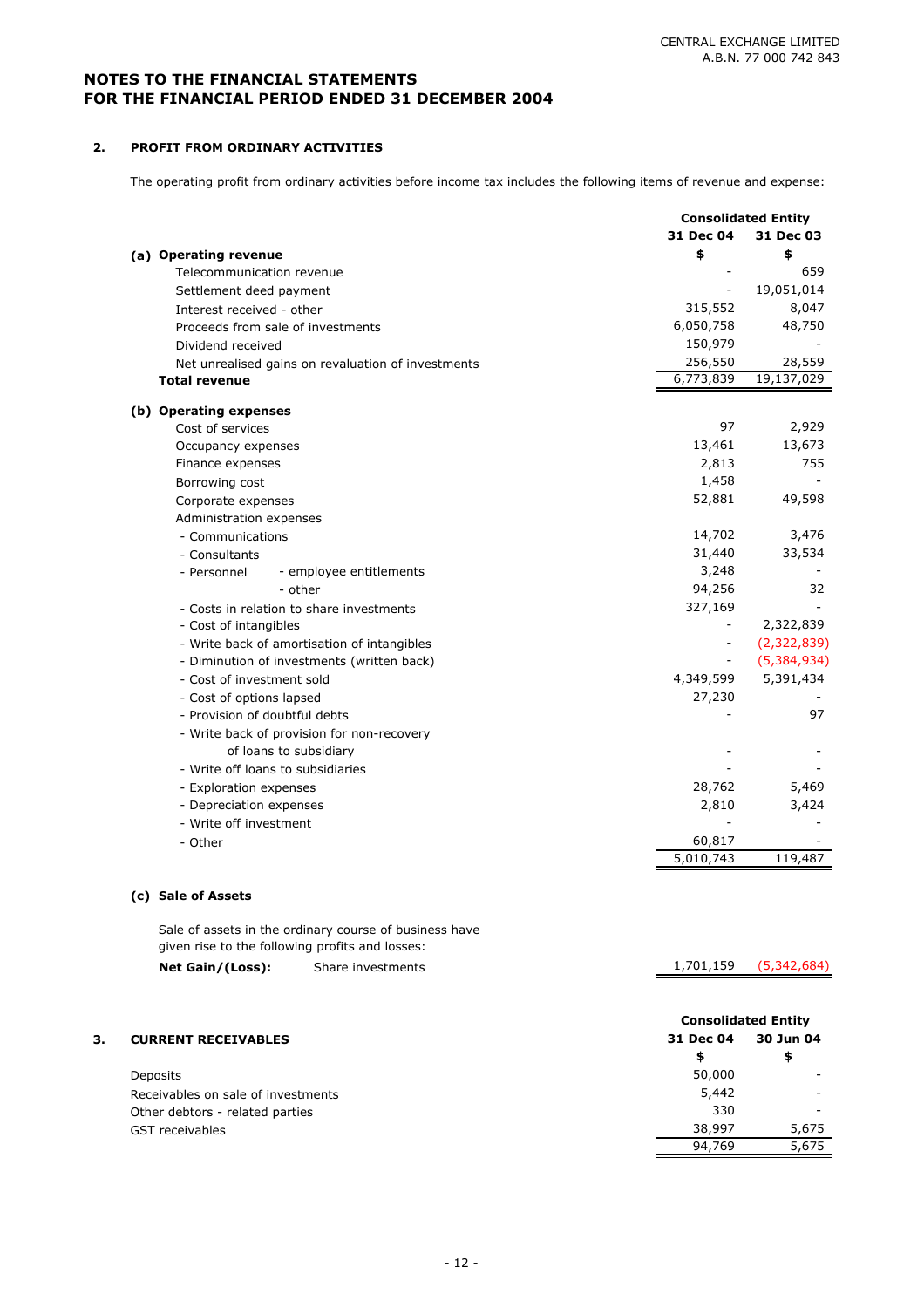## NOTES TO THE FINANCIAL STATEMENTS FOR THE FINANCIAL PERIOD ENDED 31 DECEMBER 2004

### 2. PROFIT FROM ORDINARY ACTIVITIES

The operating profit from ordinary activities before income tax includes the following items of revenue and expense:

| | Consolidated Entity | |
|---|---|---|
| | 31 Dec 04 | 31 Dec 03 |
| **(a) Operating revenue** | **$** | **$** |
| Telecommunication revenue | - | 659 |
| Settlement deed payment | - | 19,051,014 |
| Interest received - other | 315,552 | 8,047 |
| Proceeds from sale of investments | 6,050,758 | 48,750 |
| Dividend received | 150,979 | - |
| Net unrealised gains on revaluation of investments | 256,550 | 28,559 |
| **Total revenue** | 6,773,839 | 19,137,029 |
| | | |
| **(b) Operating expenses** | | |
| Cost of services | 97 | 2,929 |
| Occupancy expenses | 13,461 | 13,673 |
| Finance expenses | 2,813 | 755 |
| Borrowing cost | 1,458 | - |
| Corporate expenses | 52,881 | 49,598 |
| Administration expenses | | |
| - Communications | 14,702 | 3,476 |
| - Consultants | 31,440 | 33,534 |
| - Personnel - employee entitlements | 3,248 | - |
| - Personnel - other | 94,256 | 32 |
| - Costs in relation to share investments | 327,169 | - |
| - Cost of intangibles | - | 2,322,839 |
| - Write back of amortisation of intangibles | - | (2,322,839) |
| - Diminution of investments (written back) | - | (5,384,934) |
| - Cost of investment sold | 4,349,599 | 5,391,434 |
| - Cost of options lapsed | 27,230 | - |
| - Provision of doubtful debts | - | 97 |
| - Write back of provision for non-recovery of loans to subsidiary | - | - |
| - Write off loans to subsidiaries | - | - |
| - Exploration expenses | 28,762 | 5,469 |
| - Depreciation expenses | 2,810 | 3,424 |
| - Write off investment | - | - |
| - Other | 60,817 | - |
| | 5,010,743 | 119,487 |

**(c) Sale of Assets**

Sale of assets in the ordinary course of business have given rise to the following profits and losses:

| | 31 Dec 04 | 31 Dec 03 |
|---|---|---|
| **Net Gain/(Loss):** Share investments | 1,701,159 | (5,342,684) |

### 3. CURRENT RECEIVABLES

| | Consolidated Entity | |
|---|---|---|
| | 31 Dec 04 | 30 Jun 04 |
| | $ | $ |
| Deposits | 50,000 | - |
| Receivables on sale of investments | 5,442 | - |
| Other debtors - related parties | 330 | - |
| GST receivables | 38,997 | 5,675 |
| | 94,769 | 5,675 |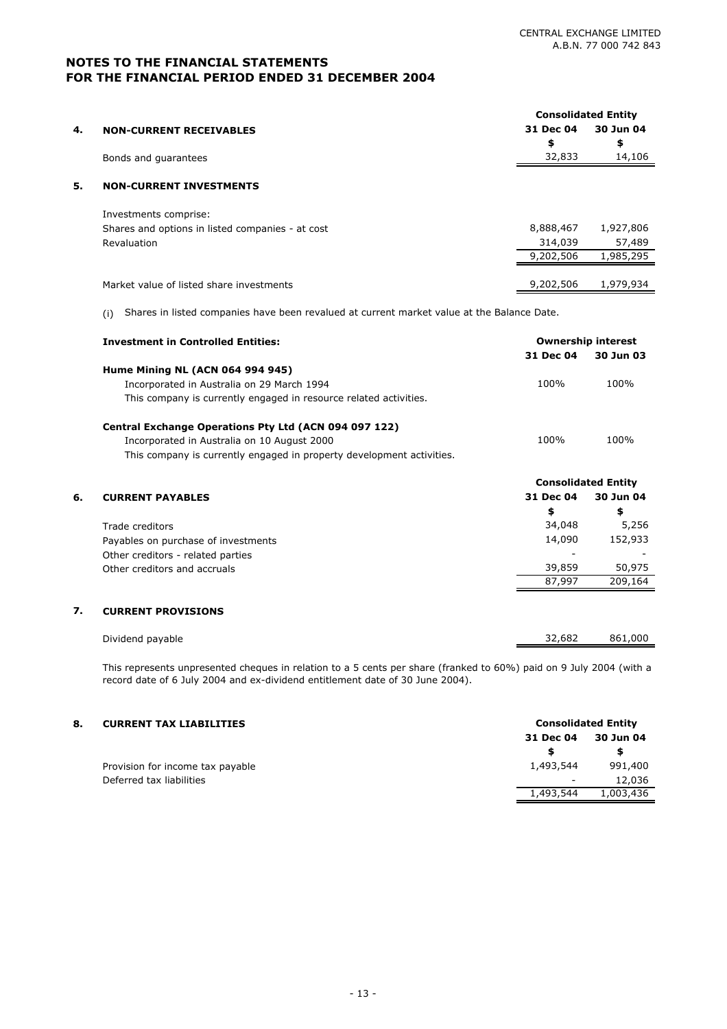## NOTES TO THE FINANCIAL STATEMENTS
## FOR THE FINANCIAL PERIOD ENDED 31 DECEMBER 2004

### 4. NON-CURRENT RECEIVABLES

| | Consolidated Entity | |
|---|---|---|
| | 31 Dec 04 | 30 Jun 04 |
| | $ | $ |
| Bonds and guarantees | 32,833 | 14,106 |

### 5. NON-CURRENT INVESTMENTS

| | | |
|---|---|---|
| Investments comprise: | | |
| Shares and options in listed companies - at cost | 8,888,467 | 1,927,806 |
| Revaluation | 314,039 | 57,489 |
| | 9,202,506 | 1,985,295 |
| Market value of listed share investments | 9,202,506 | 1,979,934 |

(i) Shares in listed companies have been revalued at current market value at the Balance Date.

| Investment in Controlled Entities: | Ownership interest | |
|---|---|---|
| | 31 Dec 04 | 30 Jun 03 |
| **Hume Mining NL (ACN 064 994 945)** | | |
| Incorporated in Australia on 29 March 1994 | 100% | 100% |
| This company is currently engaged in resource related activities. | | |
| **Central Exchange Operations Pty Ltd (ACN 094 097 122)** | | |
| Incorporated in Australia on 10 August 2000 | 100% | 100% |
| This company is currently engaged in property development activities. | | |

### 6. CURRENT PAYABLES

| | Consolidated Entity | |
|---|---|---|
| | 31 Dec 04 | 30 Jun 04 |
| | $ | $ |
| Trade creditors | 34,048 | 5,256 |
| Payables on purchase of investments | 14,090 | 152,933 |
| Other creditors - related parties | - | - |
| Other creditors and accruals | 39,859 | 50,975 |
| | 87,997 | 209,164 |

### 7. CURRENT PROVISIONS

| | | |
|---|---|---|
| Dividend payable | 32,682 | 861,000 |

This represents unpresented cheques in relation to a 5 cents per share (franked to 60%) paid on 9 July 2004 (with a record date of 6 July 2004 and ex-dividend entitlement date of 30 June 2004).

### 8. CURRENT TAX LIABILITIES

| | Consolidated Entity | |
|---|---|---|
| | 31 Dec 04 | 30 Jun 04 |
| | $ | $ |
| Provision for income tax payable | 1,493,544 | 991,400 |
| Deferred tax liabilities | - | 12,036 |
| | 1,493,544 | 1,003,436 |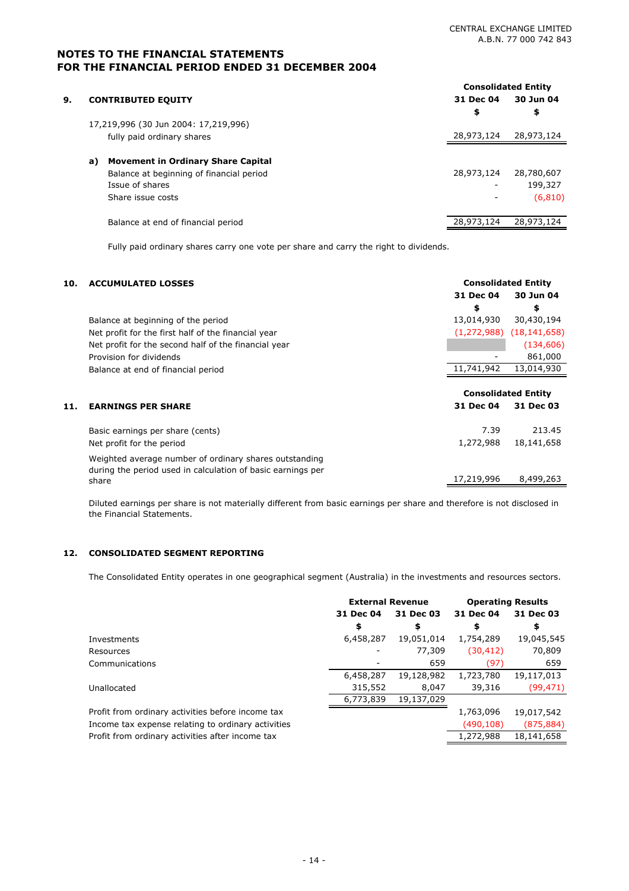CENTRAL EXCHANGE LIMITED
A.B.N. 77 000 742 843

# NOTES TO THE FINANCIAL STATEMENTS
# FOR THE FINANCIAL PERIOD ENDED 31 DECEMBER 2004

## 9. CONTRIBUTED EQUITY

| | Consolidated Entity | |
|---|---|---|
| | 31 Dec 04 | 30 Jun 04 |
| | $ | $ |
| 17,219,996 (30 Jun 2004: 17,219,996) fully paid ordinary shares | 28,973,124 | 28,973,124 |
| **a) Movement in Ordinary Share Capital** | | |
| Balance at beginning of financial period | 28,973,124 | 28,780,607 |
| Issue of shares | - | 199,327 |
| Share issue costs | - | (6,810) |
| Balance at end of financial period | 28,973,124 | 28,973,124 |

Fully paid ordinary shares carry one vote per share and carry the right to dividends.

## 10. ACCUMULATED LOSSES

| | Consolidated Entity | |
|---|---|---|
| | 31 Dec 04 | 30 Jun 04 |
| | $ | $ |
| Balance at beginning of the period | 13,014,930 | 30,430,194 |
| Net profit for the first half of the financial year | (1,272,988) | (18,141,658) |
| Net profit for the second half of the financial year | | (134,606) |
| Provision for dividends | - | 861,000 |
| Balance at end of financial period | 11,741,942 | 13,014,930 |

## 11. EARNINGS PER SHARE

| | Consolidated Entity | |
|---|---|---|
| | 31 Dec 04 | 31 Dec 03 |
| Basic earnings per share (cents) | 7.39 | 213.45 |
| Net profit for the period | 1,272,988 | 18,141,658 |
| Weighted average number of ordinary shares outstanding during the period used in calculation of basic earnings per share | 17,219,996 | 8,499,263 |

Diluted earnings per share is not materially different from basic earnings per share and therefore is not disclosed in the Financial Statements.

## 12. CONSOLIDATED SEGMENT REPORTING

The Consolidated Entity operates in one geographical segment (Australia) in the investments and resources sectors.

| | External Revenue | | Operating Results | |
|---|---|---|---|---|
| | 31 Dec 04 | 31 Dec 03 | 31 Dec 04 | 31 Dec 03 |
| | $ | $ | $ | $ |
| Investments | 6,458,287 | 19,051,014 | 1,754,289 | 19,045,545 |
| Resources | - | 77,309 | (30,412) | 70,809 |
| Communications | - | 659 | (97) | 659 |
| | 6,458,287 | 19,128,982 | 1,723,780 | 19,117,013 |
| Unallocated | 315,552 | 8,047 | 39,316 | (99,471) |
| | 6,773,839 | 19,137,029 | | |
| Profit from ordinary activities before income tax | | | 1,763,096 | 19,017,542 |
| Income tax expense relating to ordinary activities | | | (490,108) | (875,884) |
| Profit from ordinary activities after income tax | | | 1,272,988 | 18,141,658 |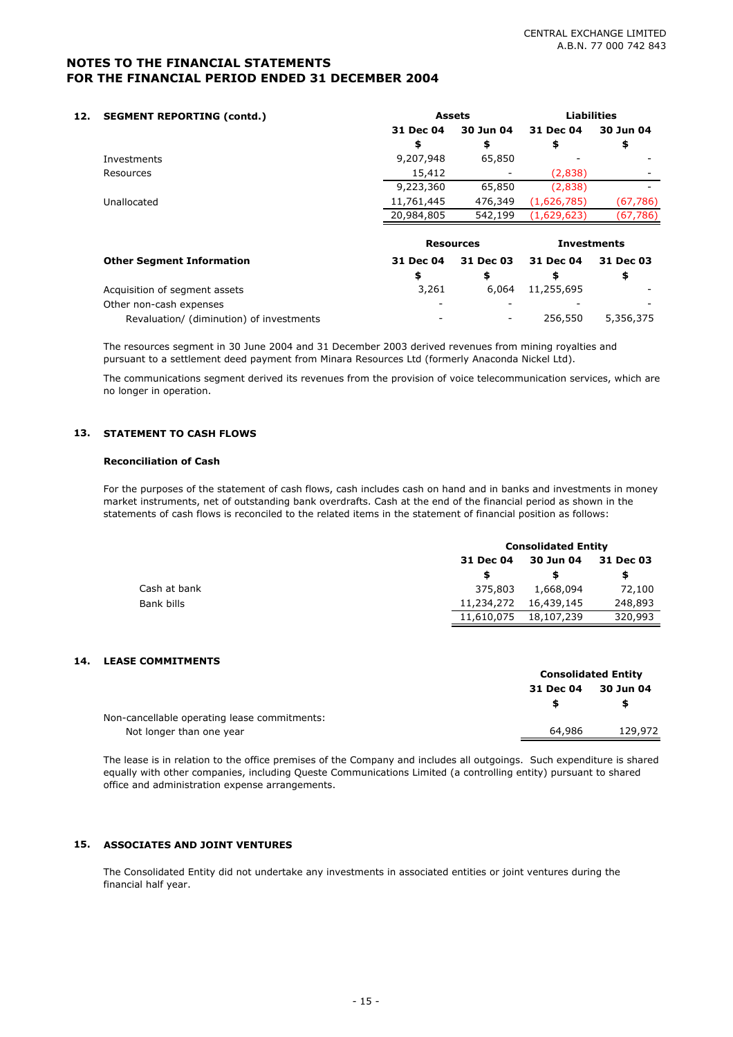## NOTES TO THE FINANCIAL STATEMENTS FOR THE FINANCIAL PERIOD ENDED 31 DECEMBER 2004

### 12. SEGMENT REPORTING (contd.)

| | Assets | | Liabilities | |
|---|---|---|---|---|
| | 31 Dec 04 | 30 Jun 04 | 31 Dec 04 | 30 Jun 04 |
| | $ | $ | $ | $ |
| Investments | 9,207,948 | 65,850 | - | - |
| Resources | 15,412 | - | (2,838) | - |
| | 9,223,360 | 65,850 | (2,838) | - |
| Unallocated | 11,761,445 | 476,349 | (1,626,785) | (67,786) |
| | 20,984,805 | 542,199 | (1,629,623) | (67,786) |

| | Resources | | Investments | |
|---|---|---|---|---|
| **Other Segment Information** | 31 Dec 04 | 31 Dec 03 | 31 Dec 04 | 31 Dec 03 |
| | $ | $ | $ | $ |
| Acquisition of segment assets | 3,261 | 6,064 | 11,255,695 | - |
| Other non-cash expenses | - | - | - | - |
| Revaluation/ (diminution) of investments | - | - | 256,550 | 5,356,375 |

The resources segment in 30 June 2004 and 31 December 2003 derived revenues from mining royalties and pursuant to a settlement deed payment from Minara Resources Ltd (formerly Anaconda Nickel Ltd).

The communications segment derived its revenues from the provision of voice telecommunication services, which are no longer in operation.

### 13. STATEMENT TO CASH FLOWS

**Reconciliation of Cash**

For the purposes of the statement of cash flows, cash includes cash on hand and in banks and investments in money market instruments, net of outstanding bank overdrafts. Cash at the end of the financial period as shown in the statements of cash flows is reconciled to the related items in the statement of financial position as follows:

| | Consolidated Entity | | |
|---|---|---|---|
| | 31 Dec 04 | 30 Jun 04 | 31 Dec 03 |
| | $ | $ | $ |
| Cash at bank | 375,803 | 1,668,094 | 72,100 |
| Bank bills | 11,234,272 | 16,439,145 | 248,893 |
| | 11,610,075 | 18,107,239 | 320,993 |

### 14. LEASE COMMITMENTS

| | Consolidated Entity | |
|---|---|---|
| | 31 Dec 04 | 30 Jun 04 |
| | $ | $ |
| Non-cancellable operating lease commitments: | | |
| Not longer than one year | 64,986 | 129,972 |

The lease is in relation to the office premises of the Company and includes all outgoings. Such expenditure is shared equally with other companies, including Queste Communications Limited (a controlling entity) pursuant to shared office and administration expense arrangements.

### 15. ASSOCIATES AND JOINT VENTURES

The Consolidated Entity did not undertake any investments in associated entities or joint ventures during the financial half year.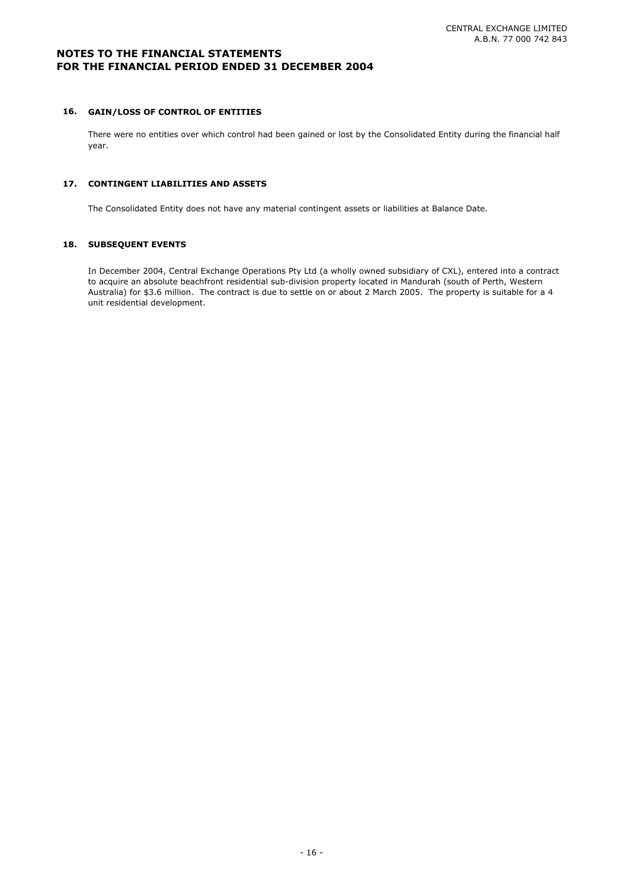# NOTES TO THE FINANCIAL STATEMENTS FOR THE FINANCIAL PERIOD ENDED 31 DECEMBER 2004

## 16. GAIN/LOSS OF CONTROL OF ENTITIES

There were no entities over which control had been gained or lost by the Consolidated Entity during the financial half year.

## 17. CONTINGENT LIABILITIES AND ASSETS

The Consolidated Entity does not have any material contingent assets or liabilities at Balance Date.

## 18. SUBSEQUENT EVENTS

In December 2004, Central Exchange Operations Pty Ltd (a wholly owned subsidiary of CXL), entered into a contract to acquire an absolute beachfront residential sub-division property located in Mandurah (south of Perth, Western Australia) for $3.6 million. The contract is due to settle on or about 2 March 2005. The property is suitable for a 4 unit residential development.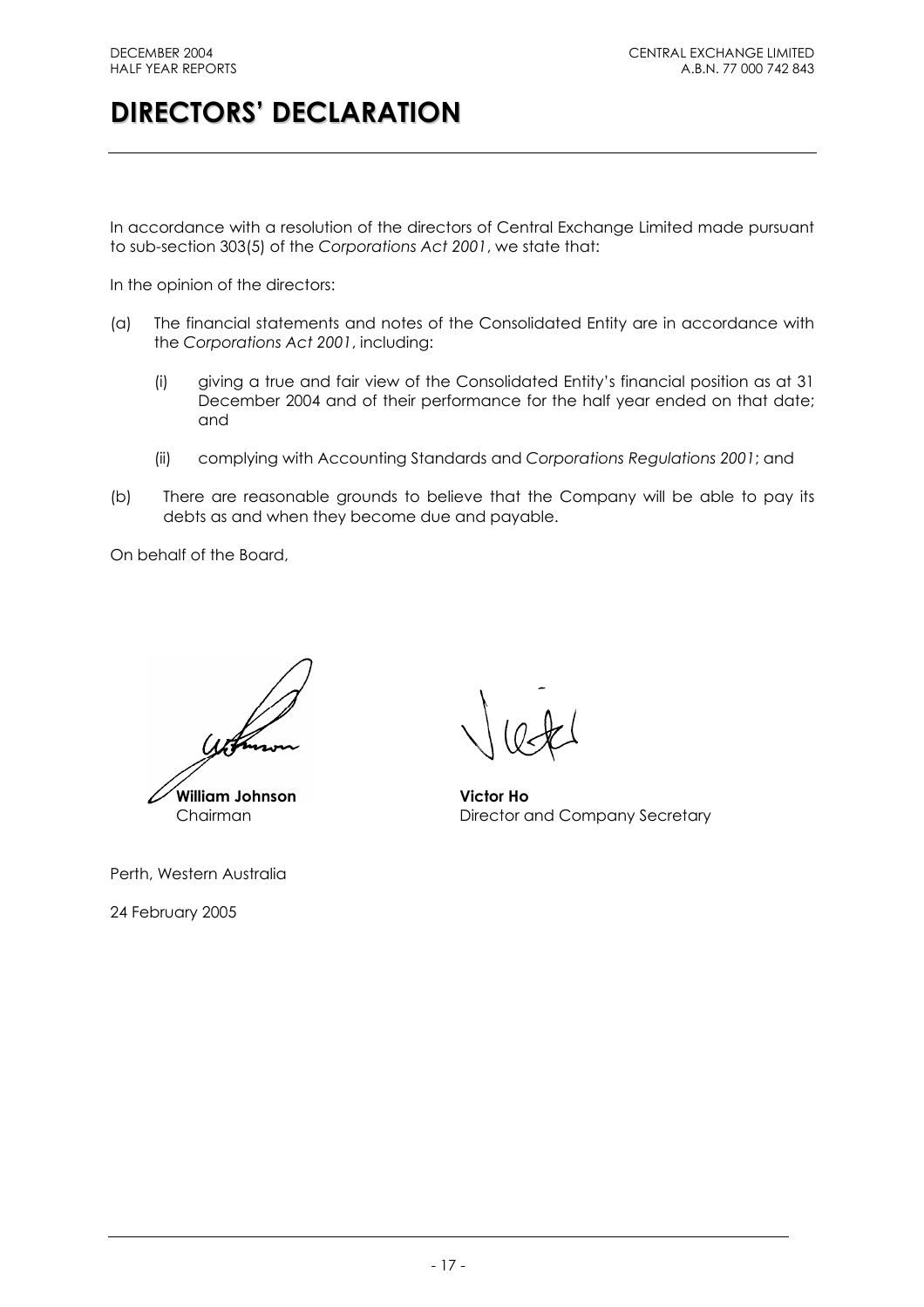# DIRECTORS' DECLARATION

In accordance with a resolution of the directors of Central Exchange Limited made pursuant to sub-section 303(5) of the *Corporations Act 2001*, we state that:

In the opinion of the directors:

(a) The financial statements and notes of the Consolidated Entity are in accordance with the *Corporations Act 2001*, including:

   (i) giving a true and fair view of the Consolidated Entity's financial position as at 31 December 2004 and of their performance for the half year ended on that date; and

   (ii) complying with Accounting Standards and *Corporations Regulations 2001*; and

(b) There are reasonable grounds to believe that the Company will be able to pay its debts as and when they become due and payable.

On behalf of the Board,

**William Johnson**
Chairman

**Victor Ho**
Director and Company Secretary

Perth, Western Australia

24 February 2005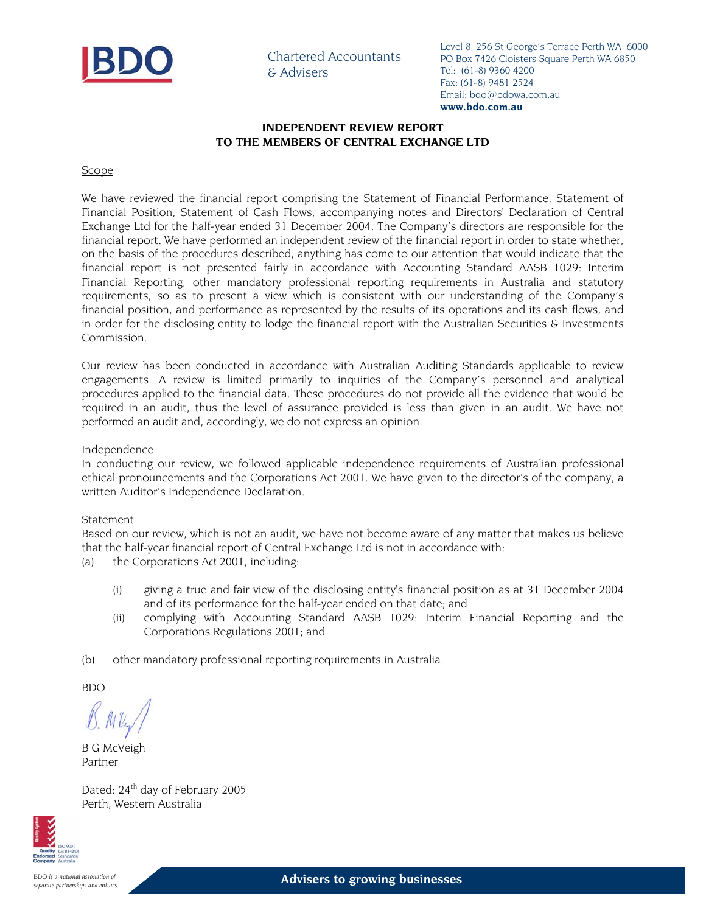BDO

Chartered Accountants & Advisers

Level 8, 256 St George's Terrace Perth WA 6000
PO Box 7426 Cloisters Square Perth WA 6850
Tel: (61-8) 9360 4200
Fax: (61-8) 9481 2524
Email: bdo@bdowa.com.au
**www.bdo.com.au**

**INDEPENDENT REVIEW REPORT**
**TO THE MEMBERS OF CENTRAL EXCHANGE LTD**

Scope

We have reviewed the financial report comprising the Statement of Financial Performance, Statement of Financial Position, Statement of Cash Flows, accompanying notes and Directors' Declaration of Central Exchange Ltd for the half-year ended 31 December 2004. The Company's directors are responsible for the financial report. We have performed an independent review of the financial report in order to state whether, on the basis of the procedures described, anything has come to our attention that would indicate that the financial report is not presented fairly in accordance with Accounting Standard AASB 1029: Interim Financial Reporting, other mandatory professional reporting requirements in Australia and statutory requirements, so as to present a view which is consistent with our understanding of the Company's financial position, and performance as represented by the results of its operations and its cash flows, and in order for the disclosing entity to lodge the financial report with the Australian Securities & Investments Commission.

Our review has been conducted in accordance with Australian Auditing Standards applicable to review engagements. A review is limited primarily to inquiries of the Company's personnel and analytical procedures applied to the financial data. These procedures do not provide all the evidence that would be required in an audit, thus the level of assurance provided is less than given in an audit. We have not performed an audit and, accordingly, we do not express an opinion.

Independence

In conducting our review, we followed applicable independence requirements of Australian professional ethical pronouncements and the Corporations Act 2001. We have given to the director's of the company, a written Auditor's Independence Declaration.

Statement

Based on our review, which is not an audit, we have not become aware of any matter that makes us believe that the half-year financial report of Central Exchange Ltd is not in accordance with:

(a) the Corporations A*ct* 2001, including:

  (i) giving a true and fair view of the disclosing entity's financial position as at 31 December 2004 and of its performance for the half-year ended on that date; and

  (ii) complying with Accounting Standard AASB 1029: Interim Financial Reporting and the Corporations Regulations 2001; and

(b) other mandatory professional reporting requirements in Australia.

BDO

B G McVeigh
Partner

Dated: 24th day of February 2005
Perth, Western Australia

Quality Endorsed Company ISO 9001 Lic 8142/08 Standards Australia

*BDO is a national association of separate partnerships and entities.*

**Advisers to growing businesses**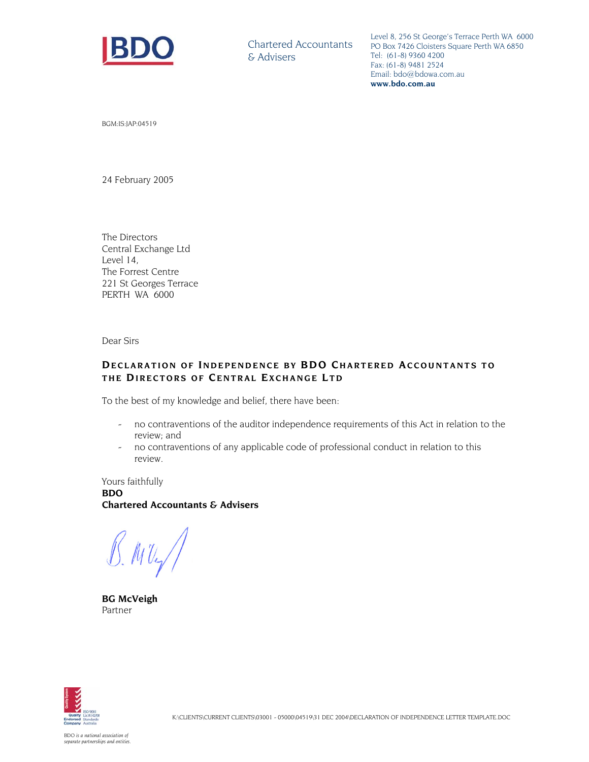BDO

Chartered Accountants & Advisers

Level 8, 256 St George's Terrace Perth WA 6000
PO Box 7426 Cloisters Square Perth WA 6850
Tel: (61-8) 9360 4200
Fax: (61-8) 9481 2524
Email: bdo@bdowa.com.au
**www.bdo.com.au**

BGM:IS:JAP:04519

24 February 2005

The Directors
Central Exchange Ltd
Level 14,
The Forrest Centre
221 St Georges Terrace
PERTH WA 6000

Dear Sirs

## DECLARATION OF INDEPENDENCE BY BDO CHARTERED ACCOUNTANTS TO THE DIRECTORS OF CENTRAL EXCHANGE LTD

To the best of my knowledge and belief, there have been:

- no contraventions of the auditor independence requirements of this Act in relation to the review; and
- no contraventions of any applicable code of professional conduct in relation to this review.

Yours faithfully
**BDO**
**Chartered Accountants & Advisers**

**BG McVeigh**
Partner

K:\CLIENTS\CURRENT CLIENTS\03001 - 05000\04519\31 DEC 2004\DECLARATION OF INDEPENDENCE LETTER TEMPLATE.DOC

Quality System ISO 9001 Quality Endorsed Company Lic 8142/08 Standards Australia

*BDO is a national association of separate partnerships and entities.*